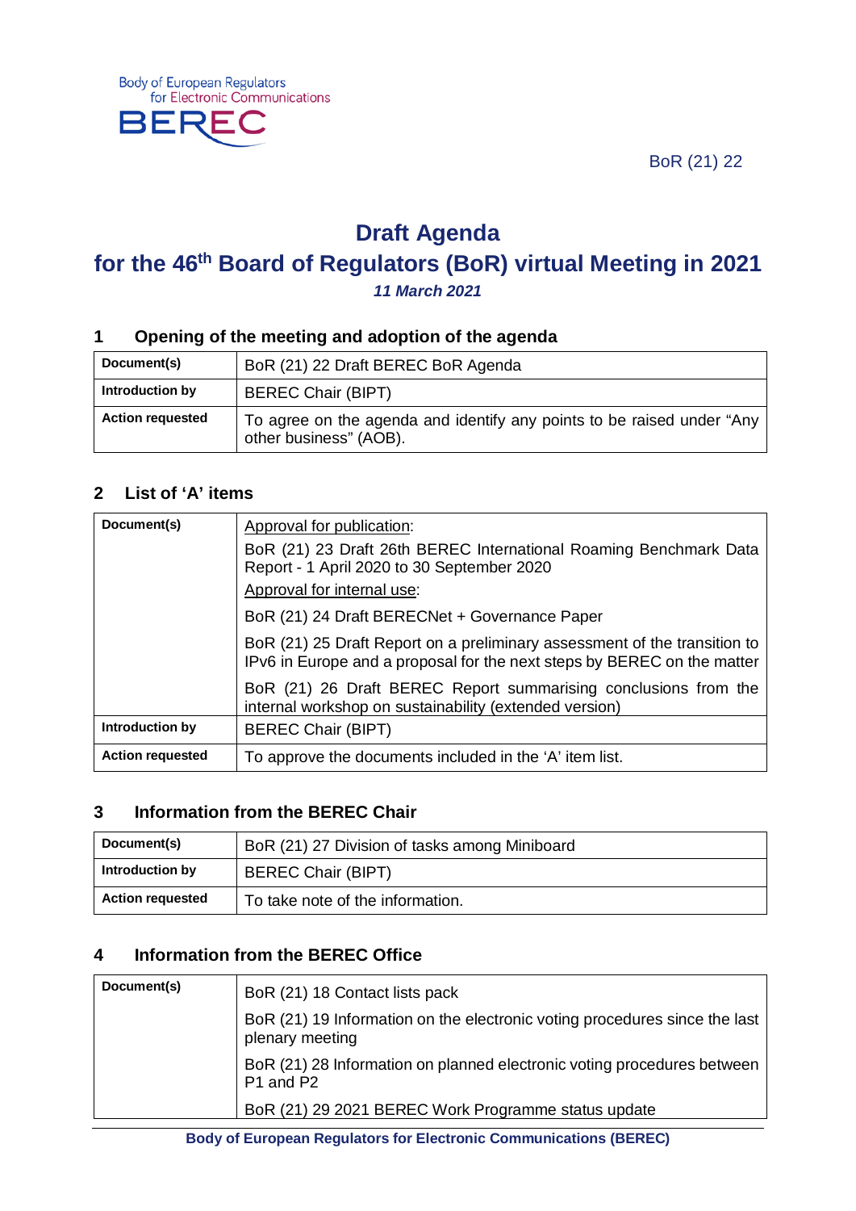Body of European Regulators for Electronic Communications

BEREC

BoR (21) 22

# Draft Agenda
# for the 46th Board of Regulators (BoR) virtual Meeting in 2021

***11 March 2021***

## 1 Opening of the meeting and adoption of the agenda

| | |
|---|---|
| **Document(s)** | BoR (21) 22 Draft BEREC BoR Agenda |
| **Introduction by** | BEREC Chair (BIPT) |
| **Action requested** | To agree on the agenda and identify any points to be raised under "Any other business" (AOB). |

## 2 List of 'A' items

| | |
|---|---|
| **Document(s)** | Approval for publication:<br>BoR (21) 23 Draft 26th BEREC International Roaming Benchmark Data Report - 1 April 2020 to 30 September 2020<br>Approval for internal use:<br>BoR (21) 24 Draft BERECNet + Governance Paper<br>BoR (21) 25 Draft Report on a preliminary assessment of the transition to IPv6 in Europe and a proposal for the next steps by BEREC on the matter<br>BoR (21) 26 Draft BEREC Report summarising conclusions from the internal workshop on sustainability (extended version) |
| **Introduction by** | BEREC Chair (BIPT) |
| **Action requested** | To approve the documents included in the 'A' item list. |

## 3 Information from the BEREC Chair

| | |
|---|---|
| **Document(s)** | BoR (21) 27 Division of tasks among Miniboard |
| **Introduction by** | BEREC Chair (BIPT) |
| **Action requested** | To take note of the information. |

## 4 Information from the BEREC Office

| | |
|---|---|
| **Document(s)** | BoR (21) 18 Contact lists pack<br>BoR (21) 19 Information on the electronic voting procedures since the last plenary meeting<br>BoR (21) 28 Information on planned electronic voting procedures between P1 and P2<br>BoR (21) 29 2021 BEREC Work Programme status update |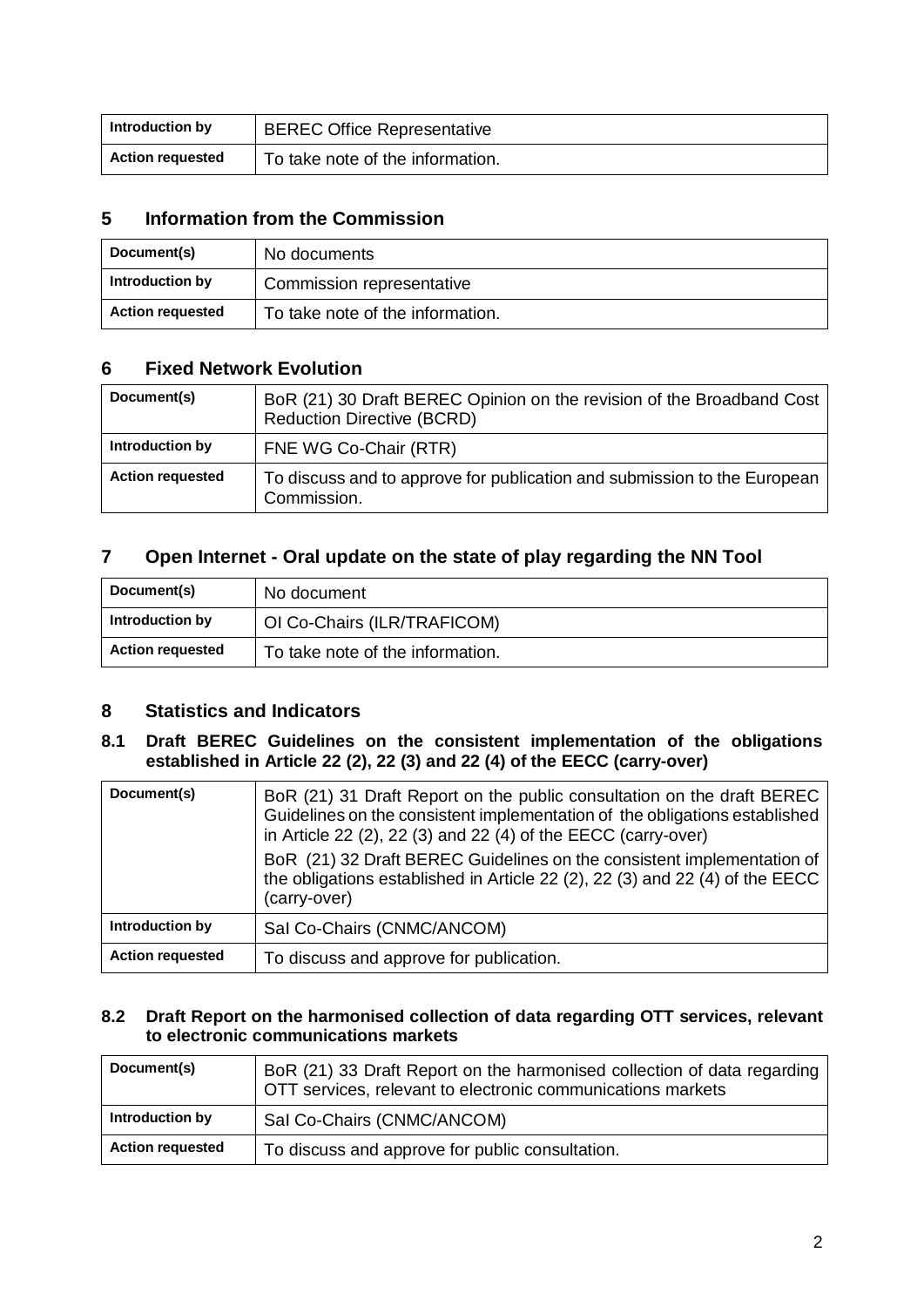| Introduction by | BEREC Office Representative |
|---|---|
| Action requested | To take note of the information. |

## 5 Information from the Commission

| Document(s) | No documents |
|---|---|
| Introduction by | Commission representative |
| Action requested | To take note of the information. |

## 6 Fixed Network Evolution

| Document(s) | BoR (21) 30 Draft BEREC Opinion on the revision of the Broadband Cost Reduction Directive (BCRD) |
|---|---|
| Introduction by | FNE WG Co-Chair (RTR) |
| Action requested | To discuss and to approve for publication and submission to the European Commission. |

## 7 Open Internet - Oral update on the state of play regarding the NN Tool

| Document(s) | No document |
|---|---|
| Introduction by | OI Co-Chairs (ILR/TRAFICOM) |
| Action requested | To take note of the information. |

## 8 Statistics and Indicators

### 8.1 Draft BEREC Guidelines on the consistent implementation of the obligations established in Article 22 (2), 22 (3) and 22 (4) of the EECC (carry-over)

| Document(s) | BoR (21) 31 Draft Report on the public consultation on the draft BEREC Guidelines on the consistent implementation of the obligations established in Article 22 (2), 22 (3) and 22 (4) of the EECC (carry-over)<br>BoR (21) 32 Draft BEREC Guidelines on the consistent implementation of the obligations established in Article 22 (2), 22 (3) and 22 (4) of the EECC (carry-over) |
|---|---|
| Introduction by | SaI Co-Chairs (CNMC/ANCOM) |
| Action requested | To discuss and approve for publication. |

### 8.2 Draft Report on the harmonised collection of data regarding OTT services, relevant to electronic communications markets

| Document(s) | BoR (21) 33 Draft Report on the harmonised collection of data regarding OTT services, relevant to electronic communications markets |
|---|---|
| Introduction by | SaI Co-Chairs (CNMC/ANCOM) |
| Action requested | To discuss and approve for public consultation. |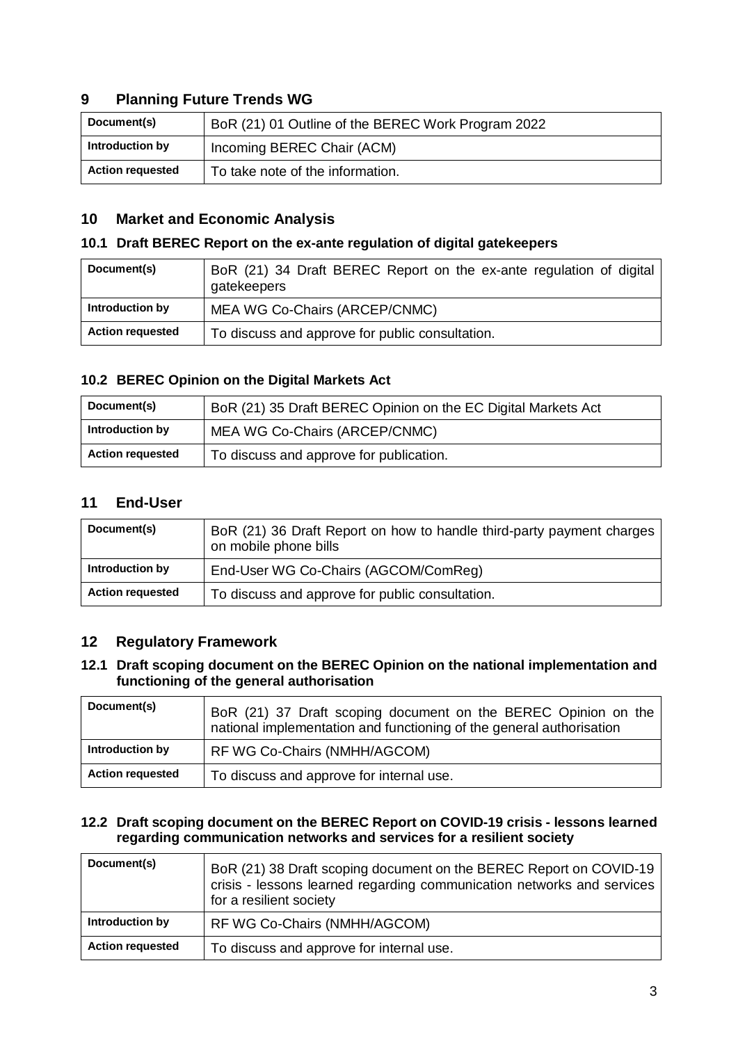## 9 Planning Future Trends WG

| Document(s) | BoR (21) 01 Outline of the BEREC Work Program 2022 |
|---|---|
| Introduction by | Incoming BEREC Chair (ACM) |
| Action requested | To take note of the information. |

## 10 Market and Economic Analysis

### 10.1 Draft BEREC Report on the ex-ante regulation of digital gatekeepers

| Document(s) | BoR (21) 34 Draft BEREC Report on the ex-ante regulation of digital gatekeepers |
|---|---|
| Introduction by | MEA WG Co-Chairs (ARCEP/CNMC) |
| Action requested | To discuss and approve for public consultation. |

### 10.2 BEREC Opinion on the Digital Markets Act

| Document(s) | BoR (21) 35 Draft BEREC Opinion on the EC Digital Markets Act |
|---|---|
| Introduction by | MEA WG Co-Chairs (ARCEP/CNMC) |
| Action requested | To discuss and approve for publication. |

## 11 End-User

| Document(s) | BoR (21) 36 Draft Report on how to handle third-party payment charges on mobile phone bills |
|---|---|
| Introduction by | End-User WG Co-Chairs (AGCOM/ComReg) |
| Action requested | To discuss and approve for public consultation. |

## 12 Regulatory Framework

### 12.1 Draft scoping document on the BEREC Opinion on the national implementation and functioning of the general authorisation

| Document(s) | BoR (21) 37 Draft scoping document on the BEREC Opinion on the national implementation and functioning of the general authorisation |
|---|---|
| Introduction by | RF WG Co-Chairs (NMHH/AGCOM) |
| Action requested | To discuss and approve for internal use. |

### 12.2 Draft scoping document on the BEREC Report on COVID-19 crisis - lessons learned regarding communication networks and services for a resilient society

| Document(s) | BoR (21) 38 Draft scoping document on the BEREC Report on COVID-19 crisis - lessons learned regarding communication networks and services for a resilient society |
|---|---|
| Introduction by | RF WG Co-Chairs (NMHH/AGCOM) |
| Action requested | To discuss and approve for internal use. |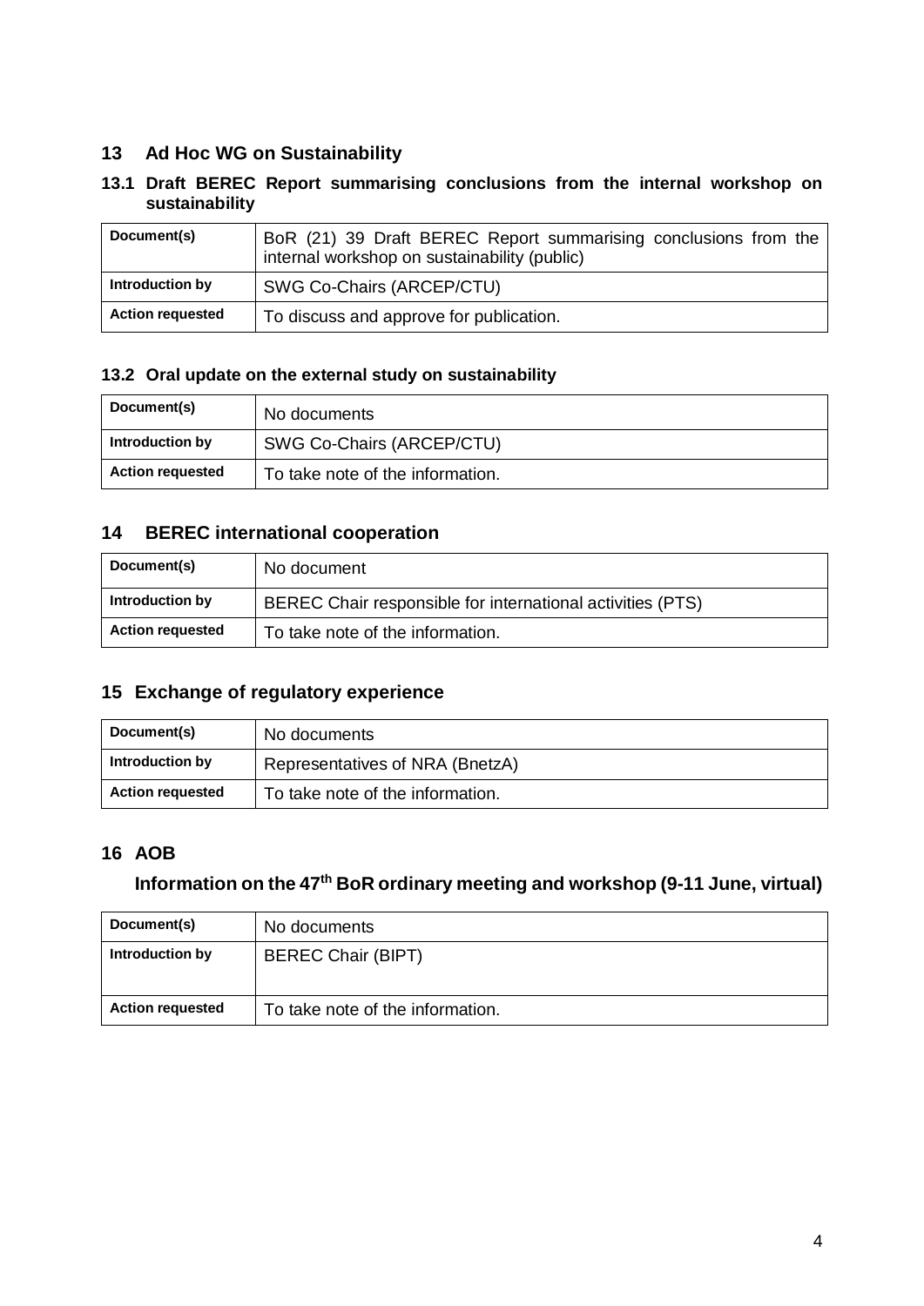## 13 Ad Hoc WG on Sustainability

### 13.1 Draft BEREC Report summarising conclusions from the internal workshop on sustainability

| | |
|---|---|
| **Document(s)** | BoR (21) 39 Draft BEREC Report summarising conclusions from the internal workshop on sustainability (public) |
| **Introduction by** | SWG Co-Chairs (ARCEP/CTU) |
| **Action requested** | To discuss and approve for publication. |

### 13.2 Oral update on the external study on sustainability

| | |
|---|---|
| **Document(s)** | No documents |
| **Introduction by** | SWG Co-Chairs (ARCEP/CTU) |
| **Action requested** | To take note of the information. |

## 14 BEREC international cooperation

| | |
|---|---|
| **Document(s)** | No document |
| **Introduction by** | BEREC Chair responsible for international activities (PTS) |
| **Action requested** | To take note of the information. |

## 15 Exchange of regulatory experience

| | |
|---|---|
| **Document(s)** | No documents |
| **Introduction by** | Representatives of NRA (BnetzA) |
| **Action requested** | To take note of the information. |

## 16 AOB

### Information on the 47th BoR ordinary meeting and workshop (9-11 June, virtual)

| | |
|---|---|
| **Document(s)** | No documents |
| **Introduction by** | BEREC Chair (BIPT) |
| **Action requested** | To take note of the information. |